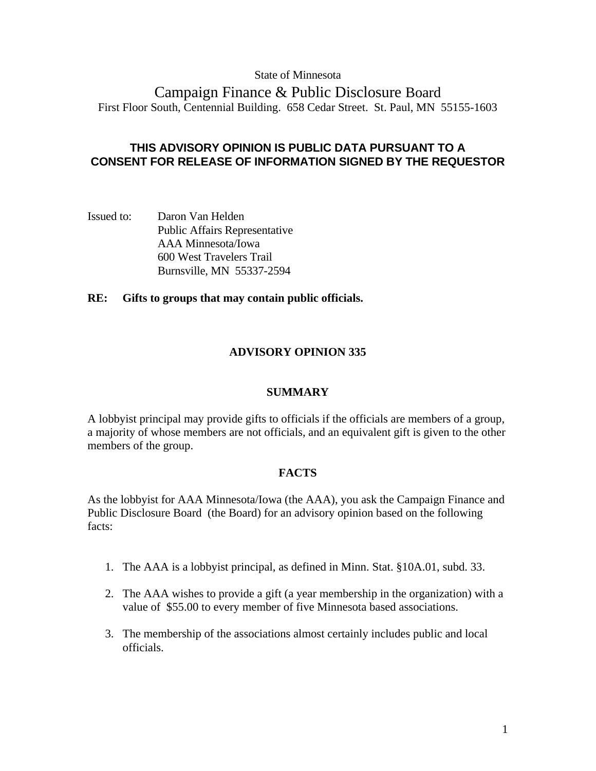State of Minnesota

# Campaign Finance & Public Disclosure Board

First Floor South, Centennial Building. 658 Cedar Street. St. Paul, MN 55155-1603

**THIS ADVISORY OPINION IS PUBLIC DATA PURSUANT TO A CONSENT FOR RELEASE OF INFORMATION SIGNED BY THE REQUESTOR**

Issued to: Daron Van Helden
Public Affairs Representative
AAA Minnesota/Iowa
600 West Travelers Trail
Burnsville, MN 55337-2594

**RE: Gifts to groups that may contain public officials.**

## ADVISORY OPINION 335

### SUMMARY

A lobbyist principal may provide gifts to officials if the officials are members of a group, a majority of whose members are not officials, and an equivalent gift is given to the other members of the group.

### FACTS

As the lobbyist for AAA Minnesota/Iowa (the AAA), you ask the Campaign Finance and Public Disclosure Board (the Board) for an advisory opinion based on the following facts:

1. The AAA is a lobbyist principal, as defined in Minn. Stat. §10A.01, subd. 33.
2. The AAA wishes to provide a gift (a year membership in the organization) with a value of $55.00 to every member of five Minnesota based associations.
3. The membership of the associations almost certainly includes public and local officials.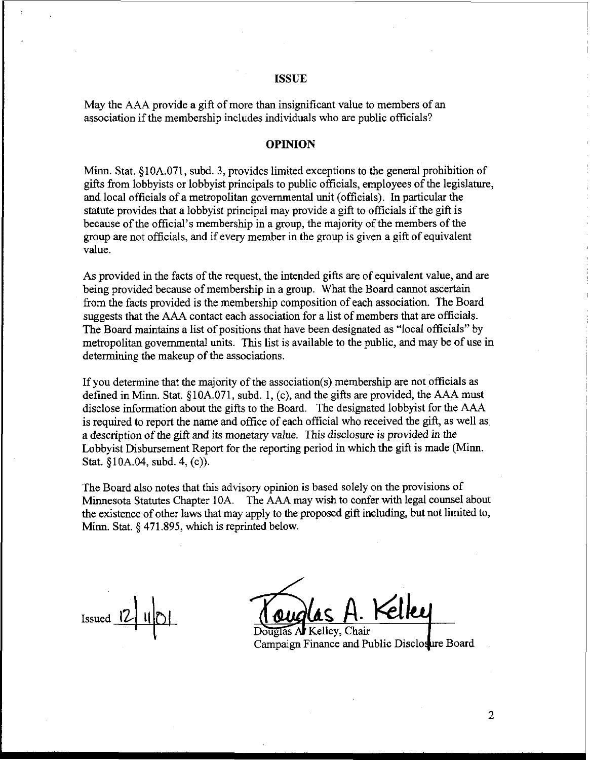## ISSUE

May the AAA provide a gift of more than insignificant value to members of an association if the membership includes individuals who are public officials?

## OPINION

Minn. Stat. §10A.071, subd. 3, provides limited exceptions to the general prohibition of gifts from lobbyists or lobbyist principals to public officials, employees of the legislature, and local officials of a metropolitan governmental unit (officials). In particular the statute provides that a lobbyist principal may provide a gift to officials if the gift is because of the official's membership in a group, the majority of the members of the group are not officials, and if every member in the group is given a gift of equivalent value.

As provided in the facts of the request, the intended gifts are of equivalent value, and are being provided because of membership in a group. What the Board cannot ascertain from the facts provided is the membership composition of each association. The Board suggests that the AAA contact each association for a list of members that are officials. The Board maintains a list of positions that have been designated as "local officials" by metropolitan governmental units. This list is available to the public, and may be of use in determining the makeup of the associations.

If you determine that the majority of the association(s) membership are not officials as defined in Minn. Stat. §10A.071, subd. 1, (c), and the gifts are provided, the AAA must disclose information about the gifts to the Board. The designated lobbyist for the AAA is required to report the name and office of each official who received the gift, as well as a description of the gift and its monetary value. *This disclosure is provided in the* Lobbyist Disbursement Report for the reporting period in which the gift is made (Minn. Stat. §10A.04, subd. 4, (c)).

The Board also notes that this advisory opinion is based solely on the provisions of Minnesota Statutes Chapter 10A. The AAA may wish to confer with legal counsel about the existence of other laws that may apply to the proposed gift including, but not limited to, Minn. Stat. § 471.895, which is reprinted below.

Issued 12/11/01

Douglas A. Kelley

Douglas A. Kelley, Chair
Campaign Finance and Public Disclosure Board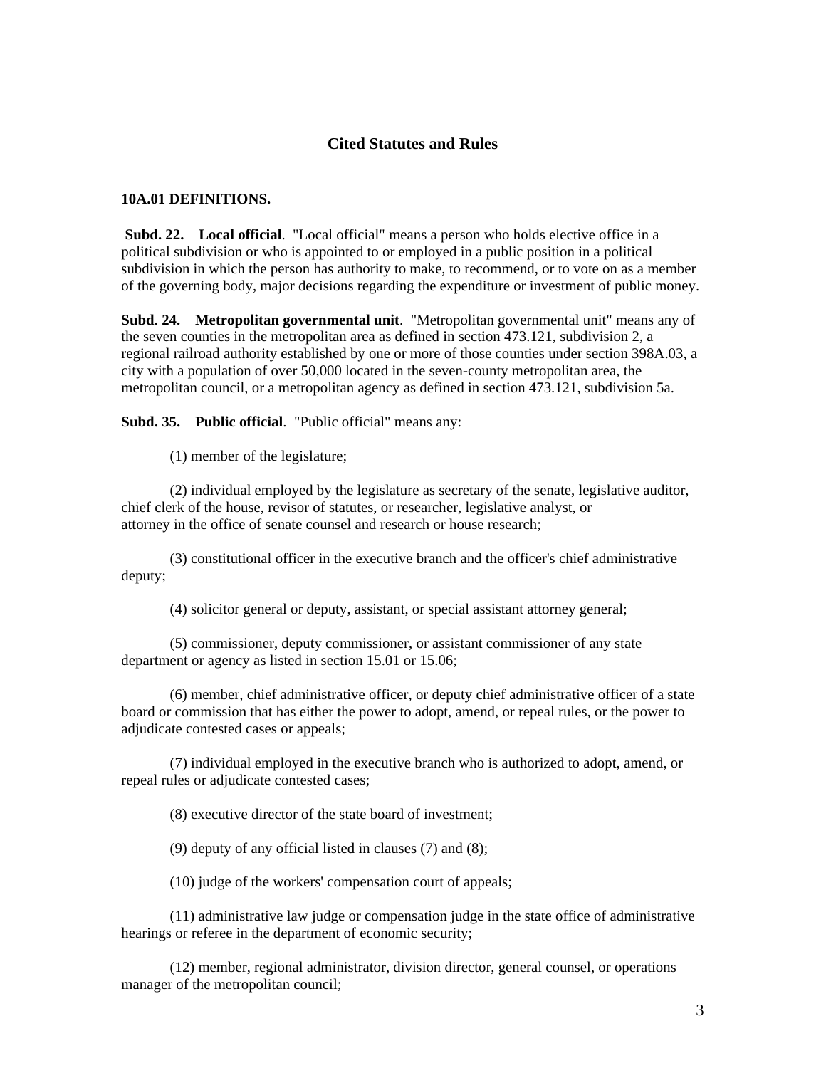## Cited Statutes and Rules

### 10A.01 DEFINITIONS.

**Subd. 22. Local official**. "Local official" means a person who holds elective office in a political subdivision or who is appointed to or employed in a public position in a political subdivision in which the person has authority to make, to recommend, or to vote on as a member of the governing body, major decisions regarding the expenditure or investment of public money.

**Subd. 24. Metropolitan governmental unit**. "Metropolitan governmental unit" means any of the seven counties in the metropolitan area as defined in section 473.121, subdivision 2, a regional railroad authority established by one or more of those counties under section 398A.03, a city with a population of over 50,000 located in the seven-county metropolitan area, the metropolitan council, or a metropolitan agency as defined in section 473.121, subdivision 5a.

**Subd. 35. Public official**. "Public official" means any:

(1) member of the legislature;

(2) individual employed by the legislature as secretary of the senate, legislative auditor, chief clerk of the house, revisor of statutes, or researcher, legislative analyst, or attorney in the office of senate counsel and research or house research;

(3) constitutional officer in the executive branch and the officer's chief administrative deputy;

(4) solicitor general or deputy, assistant, or special assistant attorney general;

(5) commissioner, deputy commissioner, or assistant commissioner of any state department or agency as listed in section 15.01 or 15.06;

(6) member, chief administrative officer, or deputy chief administrative officer of a state board or commission that has either the power to adopt, amend, or repeal rules, or the power to adjudicate contested cases or appeals;

(7) individual employed in the executive branch who is authorized to adopt, amend, or repeal rules or adjudicate contested cases;

(8) executive director of the state board of investment;

(9) deputy of any official listed in clauses (7) and (8);

(10) judge of the workers' compensation court of appeals;

(11) administrative law judge or compensation judge in the state office of administrative hearings or referee in the department of economic security;

(12) member, regional administrator, division director, general counsel, or operations manager of the metropolitan council;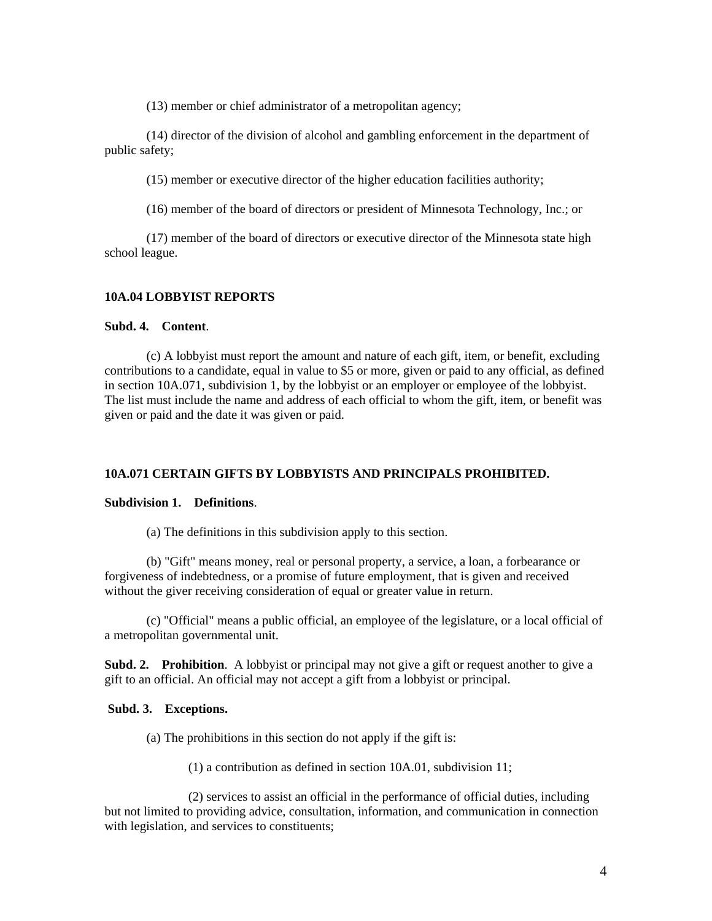(13) member or chief administrator of a metropolitan agency;

(14) director of the division of alcohol and gambling enforcement in the department of public safety;

(15) member or executive director of the higher education facilities authority;

(16) member of the board of directors or president of Minnesota Technology, Inc.; or

(17) member of the board of directors or executive director of the Minnesota state high school league.

**10A.04 LOBBYIST REPORTS**

**Subd. 4. Content**.

(c) A lobbyist must report the amount and nature of each gift, item, or benefit, excluding contributions to a candidate, equal in value to $5 or more, given or paid to any official, as defined in section 10A.071, subdivision 1, by the lobbyist or an employer or employee of the lobbyist. The list must include the name and address of each official to whom the gift, item, or benefit was given or paid and the date it was given or paid.

**10A.071 CERTAIN GIFTS BY LOBBYISTS AND PRINCIPALS PROHIBITED.**

**Subdivision 1. Definitions**.

(a) The definitions in this subdivision apply to this section.

(b) "Gift" means money, real or personal property, a service, a loan, a forbearance or forgiveness of indebtedness, or a promise of future employment, that is given and received without the giver receiving consideration of equal or greater value in return.

(c) "Official" means a public official, an employee of the legislature, or a local official of a metropolitan governmental unit.

**Subd. 2. Prohibition**. A lobbyist or principal may not give a gift or request another to give a gift to an official. An official may not accept a gift from a lobbyist or principal.

**Subd. 3. Exceptions.**

(a) The prohibitions in this section do not apply if the gift is:

(1) a contribution as defined in section 10A.01, subdivision 11;

(2) services to assist an official in the performance of official duties, including but not limited to providing advice, consultation, information, and communication in connection with legislation, and services to constituents;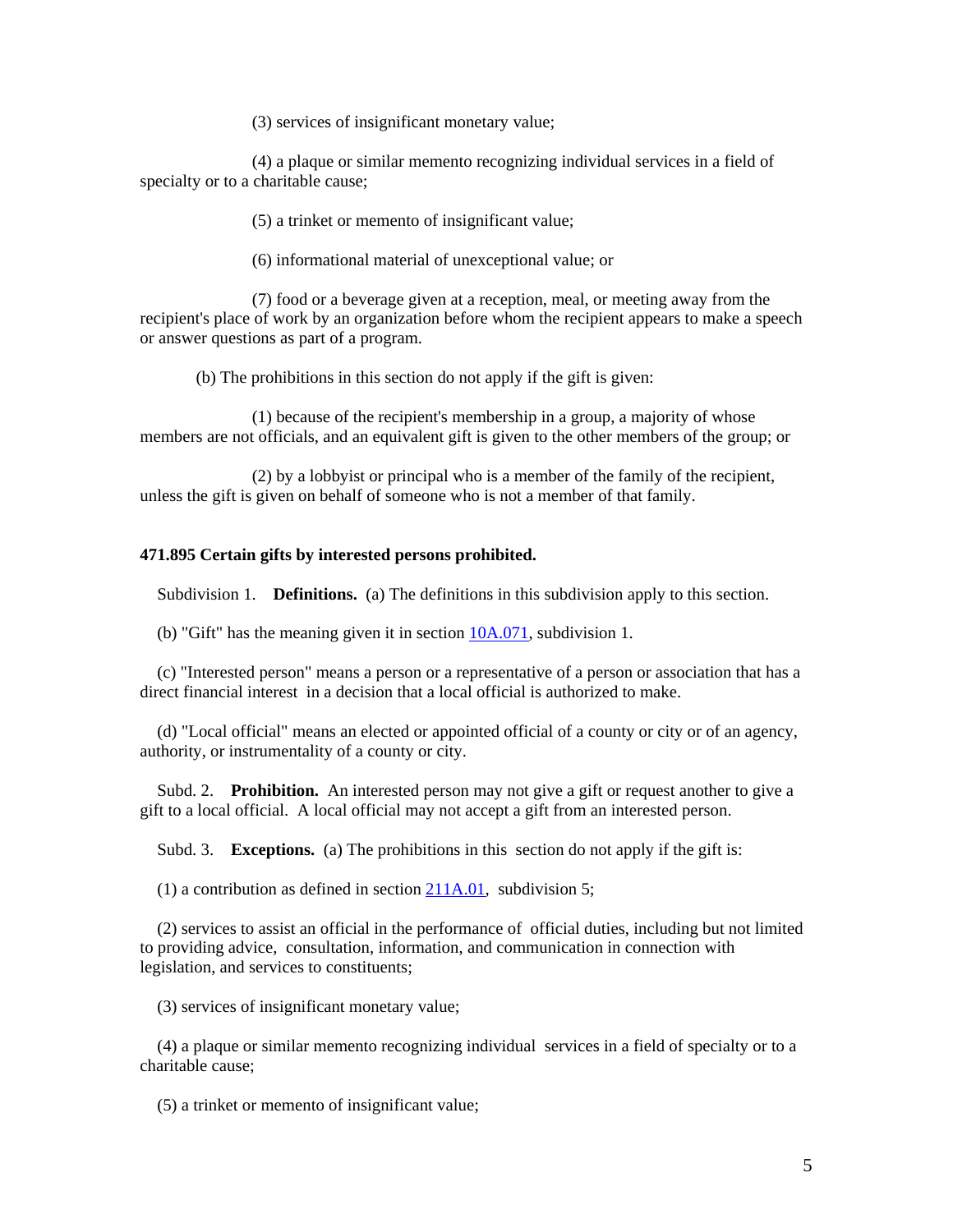(3) services of insignificant monetary value;

(4) a plaque or similar memento recognizing individual services in a field of specialty or to a charitable cause;

(5) a trinket or memento of insignificant value;

(6) informational material of unexceptional value; or

(7) food or a beverage given at a reception, meal, or meeting away from the recipient's place of work by an organization before whom the recipient appears to make a speech or answer questions as part of a program.

(b) The prohibitions in this section do not apply if the gift is given:

(1) because of the recipient's membership in a group, a majority of whose members are not officials, and an equivalent gift is given to the other members of the group; or

(2) by a lobbyist or principal who is a member of the family of the recipient, unless the gift is given on behalf of someone who is not a member of that family.

**471.895 Certain gifts by interested persons prohibited.**

Subdivision 1. **Definitions.** (a) The definitions in this subdivision apply to this section.

(b) "Gift" has the meaning given it in section 10A.071, subdivision 1.

(c) "Interested person" means a person or a representative of a person or association that has a direct financial interest in a decision that a local official is authorized to make.

(d) "Local official" means an elected or appointed official of a county or city or of an agency, authority, or instrumentality of a county or city.

Subd. 2. **Prohibition.** An interested person may not give a gift or request another to give a gift to a local official. A local official may not accept a gift from an interested person.

Subd. 3. **Exceptions.** (a) The prohibitions in this section do not apply if the gift is:

(1) a contribution as defined in section 211A.01, subdivision 5;

(2) services to assist an official in the performance of official duties, including but not limited to providing advice, consultation, information, and communication in connection with legislation, and services to constituents;

(3) services of insignificant monetary value;

(4) a plaque or similar memento recognizing individual services in a field of specialty or to a charitable cause;

(5) a trinket or memento of insignificant value;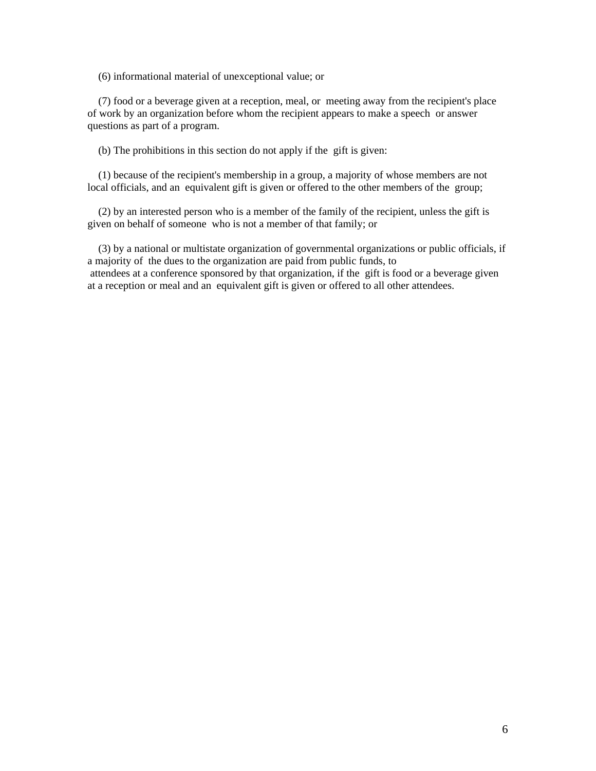(6) informational material of unexceptional value; or

(7) food or a beverage given at a reception, meal, or meeting away from the recipient's place of work by an organization before whom the recipient appears to make a speech or answer questions as part of a program.

(b) The prohibitions in this section do not apply if the gift is given:

(1) because of the recipient's membership in a group, a majority of whose members are not local officials, and an equivalent gift is given or offered to the other members of the group;

(2) by an interested person who is a member of the family of the recipient, unless the gift is given on behalf of someone who is not a member of that family; or

(3) by a national or multistate organization of governmental organizations or public officials, if a majority of the dues to the organization are paid from public funds, to attendees at a conference sponsored by that organization, if the gift is food or a beverage given at a reception or meal and an equivalent gift is given or offered to all other attendees.